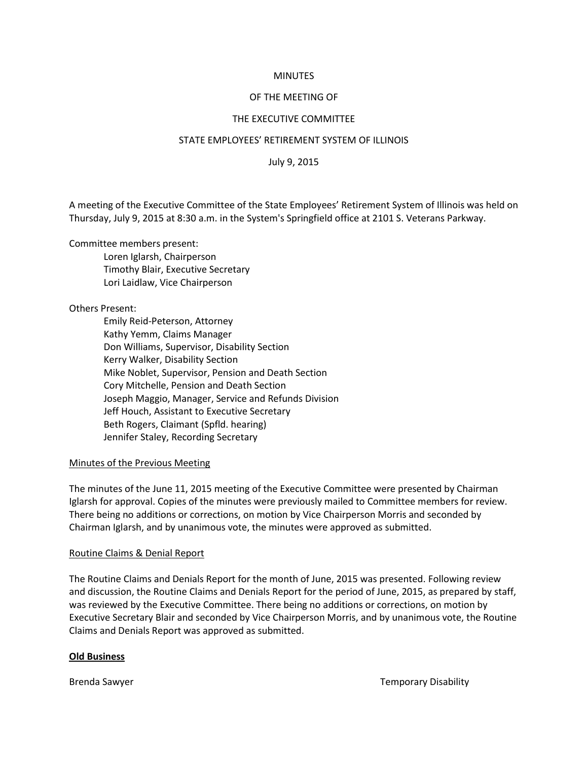MINUTES

OF THE MEETING OF

THE EXECUTIVE COMMITTEE

STATE EMPLOYEES' RETIREMENT SYSTEM OF ILLINOIS

July 9, 2015

A meeting of the Executive Committee of the State Employees' Retirement System of Illinois was held on Thursday, July 9, 2015 at 8:30 a.m. in the System's Springfield office at 2101 S. Veterans Parkway.

Committee members present:

- Loren Iglarsh, Chairperson
- Timothy Blair, Executive Secretary
- Lori Laidlaw, Vice Chairperson

Others Present:

- Emily Reid-Peterson, Attorney
- Kathy Yemm, Claims Manager
- Don Williams, Supervisor, Disability Section
- Kerry Walker, Disability Section
- Mike Noblet, Supervisor, Pension and Death Section
- Cory Mitchelle, Pension and Death Section
- Joseph Maggio, Manager, Service and Refunds Division
- Jeff Houch, Assistant to Executive Secretary
- Beth Rogers, Claimant (Spfld. hearing)
- Jennifer Staley, Recording Secretary

<u>Minutes of the Previous Meeting</u>

The minutes of the June 11, 2015 meeting of the Executive Committee were presented by Chairman Iglarsh for approval. Copies of the minutes were previously mailed to Committee members for review. There being no additions or corrections, on motion by Vice Chairperson Morris and seconded by Chairman Iglarsh, and by unanimous vote, the minutes were approved as submitted.

<u>Routine Claims & Denial Report</u>

The Routine Claims and Denials Report for the month of June, 2015 was presented. Following review and discussion, the Routine Claims and Denials Report for the period of June, 2015, as prepared by staff, was reviewed by the Executive Committee. There being no additions or corrections, on motion by Executive Secretary Blair and seconded by Vice Chairperson Morris, and by unanimous vote, the Routine Claims and Denials Report was approved as submitted.

**<u>Old Business</u>**

Brenda Sawyer — Temporary Disability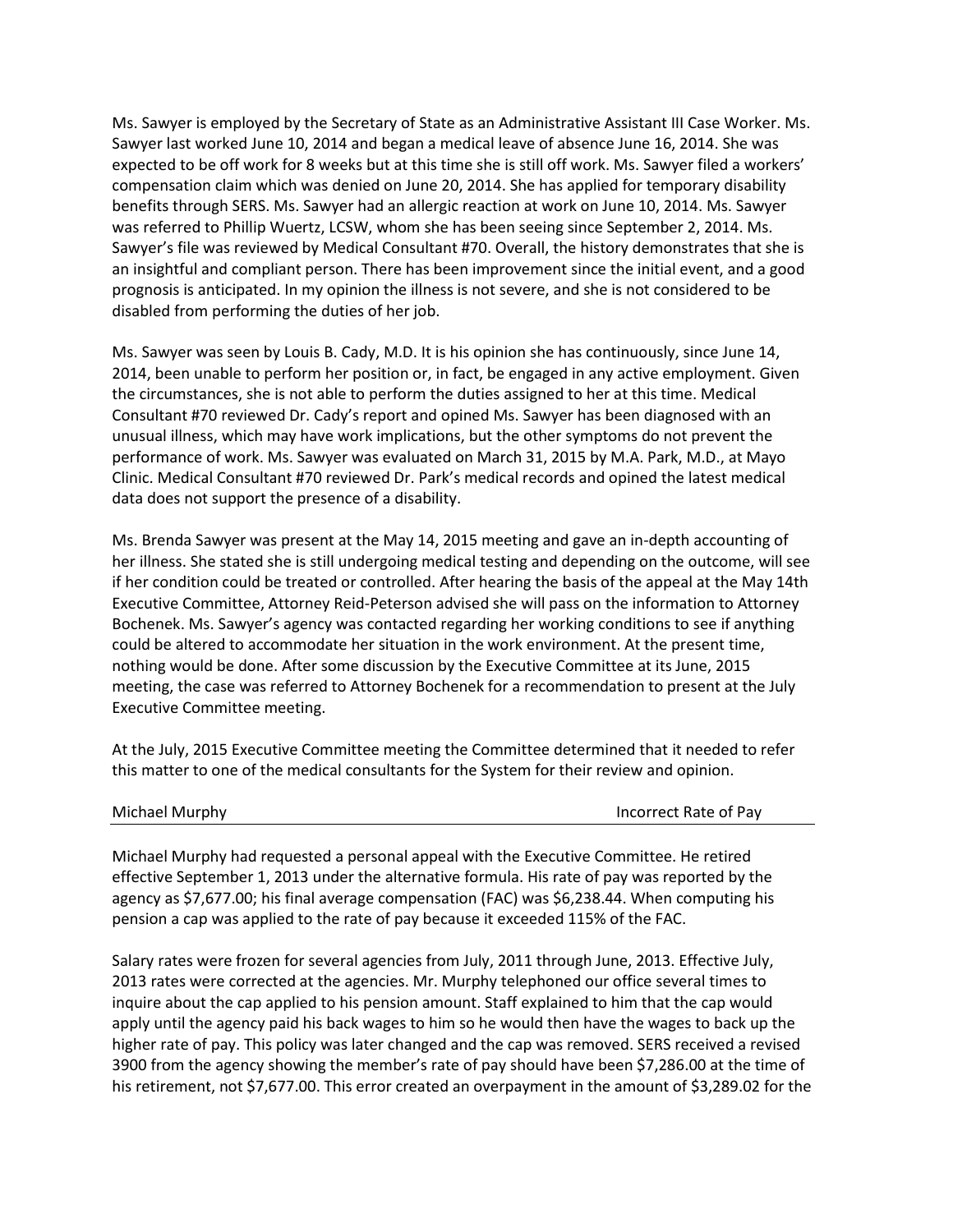Ms. Sawyer is employed by the Secretary of State as an Administrative Assistant III Case Worker. Ms. Sawyer last worked June 10, 2014 and began a medical leave of absence June 16, 2014. She was expected to be off work for 8 weeks but at this time she is still off work. Ms. Sawyer filed a workers' compensation claim which was denied on June 20, 2014. She has applied for temporary disability benefits through SERS. Ms. Sawyer had an allergic reaction at work on June 10, 2014. Ms. Sawyer was referred to Phillip Wuertz, LCSW, whom she has been seeing since September 2, 2014. Ms. Sawyer's file was reviewed by Medical Consultant #70. Overall, the history demonstrates that she is an insightful and compliant person. There has been improvement since the initial event, and a good prognosis is anticipated. In my opinion the illness is not severe, and she is not considered to be disabled from performing the duties of her job.

Ms. Sawyer was seen by Louis B. Cady, M.D. It is his opinion she has continuously, since June 14, 2014, been unable to perform her position or, in fact, be engaged in any active employment. Given the circumstances, she is not able to perform the duties assigned to her at this time. Medical Consultant #70 reviewed Dr. Cady's report and opined Ms. Sawyer has been diagnosed with an unusual illness, which may have work implications, but the other symptoms do not prevent the performance of work. Ms. Sawyer was evaluated on March 31, 2015 by M.A. Park, M.D., at Mayo Clinic. Medical Consultant #70 reviewed Dr. Park's medical records and opined the latest medical data does not support the presence of a disability.

Ms. Brenda Sawyer was present at the May 14, 2015 meeting and gave an in-depth accounting of her illness. She stated she is still undergoing medical testing and depending on the outcome, will see if her condition could be treated or controlled. After hearing the basis of the appeal at the May 14th Executive Committee, Attorney Reid-Peterson advised she will pass on the information to Attorney Bochenek. Ms. Sawyer's agency was contacted regarding her working conditions to see if anything could be altered to accommodate her situation in the work environment. At the present time, nothing would be done. After some discussion by the Executive Committee at its June, 2015 meeting, the case was referred to Attorney Bochenek for a recommendation to present at the July Executive Committee meeting.

At the July, 2015 Executive Committee meeting the Committee determined that it needed to refer this matter to one of the medical consultants for the System for their review and opinion.

Michael Murphy — Incorrect Rate of Pay

Michael Murphy had requested a personal appeal with the Executive Committee. He retired effective September 1, 2013 under the alternative formula. His rate of pay was reported by the agency as $7,677.00; his final average compensation (FAC) was $6,238.44. When computing his pension a cap was applied to the rate of pay because it exceeded 115% of the FAC.

Salary rates were frozen for several agencies from July, 2011 through June, 2013. Effective July, 2013 rates were corrected at the agencies. Mr. Murphy telephoned our office several times to inquire about the cap applied to his pension amount. Staff explained to him that the cap would apply until the agency paid his back wages to him so he would then have the wages to back up the higher rate of pay. This policy was later changed and the cap was removed. SERS received a revised 3900 from the agency showing the member's rate of pay should have been $7,286.00 at the time of his retirement, not $7,677.00. This error created an overpayment in the amount of $3,289.02 for the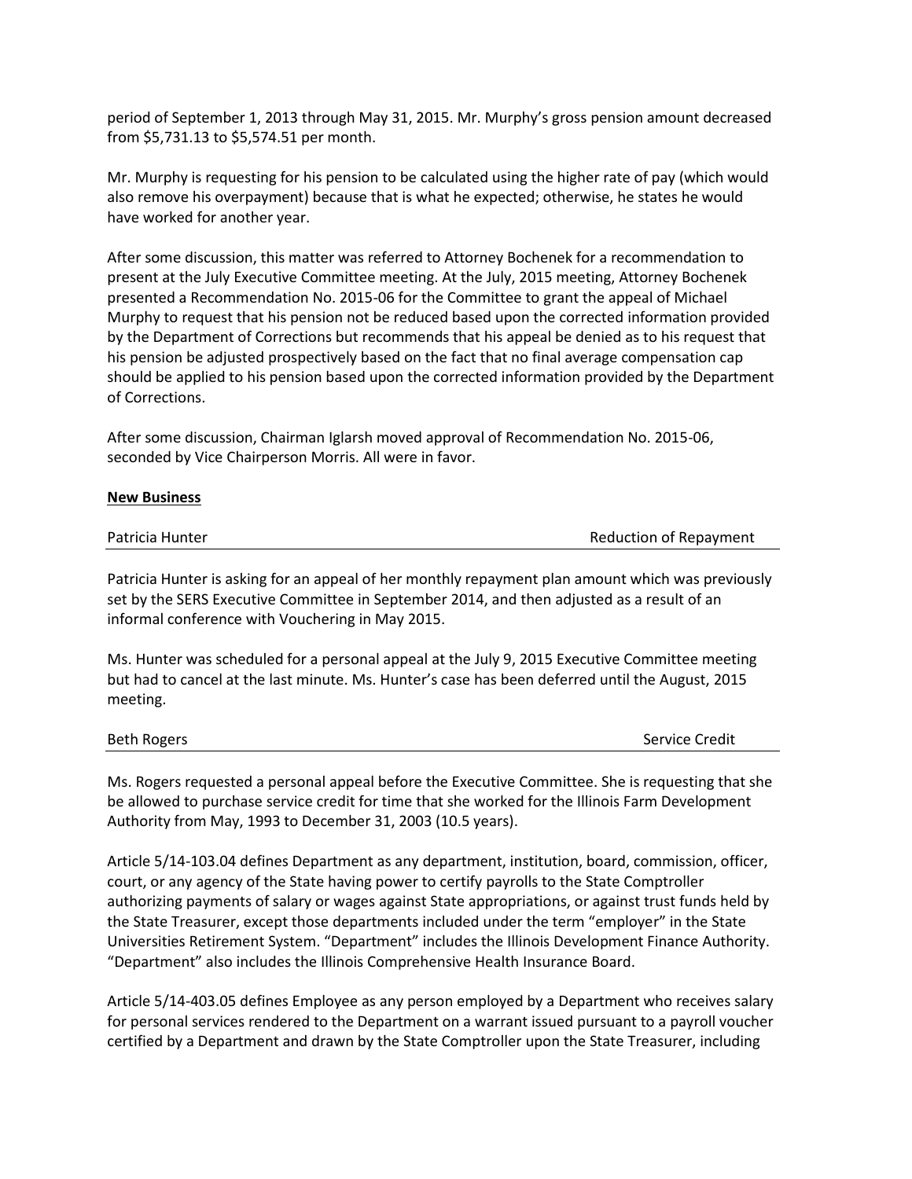period of September 1, 2013 through May 31, 2015. Mr. Murphy's gross pension amount decreased from $5,731.13 to $5,574.51 per month.

Mr. Murphy is requesting for his pension to be calculated using the higher rate of pay (which would also remove his overpayment) because that is what he expected; otherwise, he states he would have worked for another year.

After some discussion, this matter was referred to Attorney Bochenek for a recommendation to present at the July Executive Committee meeting. At the July, 2015 meeting, Attorney Bochenek presented a Recommendation No. 2015-06 for the Committee to grant the appeal of Michael Murphy to request that his pension not be reduced based upon the corrected information provided by the Department of Corrections but recommends that his appeal be denied as to his request that his pension be adjusted prospectively based on the fact that no final average compensation cap should be applied to his pension based upon the corrected information provided by the Department of Corrections.

After some discussion, Chairman Iglarsh moved approval of Recommendation No. 2015-06, seconded by Vice Chairperson Morris. All were in favor.

**New Business**

Patricia Hunter — Reduction of Repayment

Patricia Hunter is asking for an appeal of her monthly repayment plan amount which was previously set by the SERS Executive Committee in September 2014, and then adjusted as a result of an informal conference with Vouchering in May 2015.

Ms. Hunter was scheduled for a personal appeal at the July 9, 2015 Executive Committee meeting but had to cancel at the last minute. Ms. Hunter's case has been deferred until the August, 2015 meeting.

Beth Rogers — Service Credit

Ms. Rogers requested a personal appeal before the Executive Committee. She is requesting that she be allowed to purchase service credit for time that she worked for the Illinois Farm Development Authority from May, 1993 to December 31, 2003 (10.5 years).

Article 5/14-103.04 defines Department as any department, institution, board, commission, officer, court, or any agency of the State having power to certify payrolls to the State Comptroller authorizing payments of salary or wages against State appropriations, or against trust funds held by the State Treasurer, except those departments included under the term "employer" in the State Universities Retirement System. "Department" includes the Illinois Development Finance Authority. "Department" also includes the Illinois Comprehensive Health Insurance Board.

Article 5/14-403.05 defines Employee as any person employed by a Department who receives salary for personal services rendered to the Department on a warrant issued pursuant to a payroll voucher certified by a Department and drawn by the State Comptroller upon the State Treasurer, including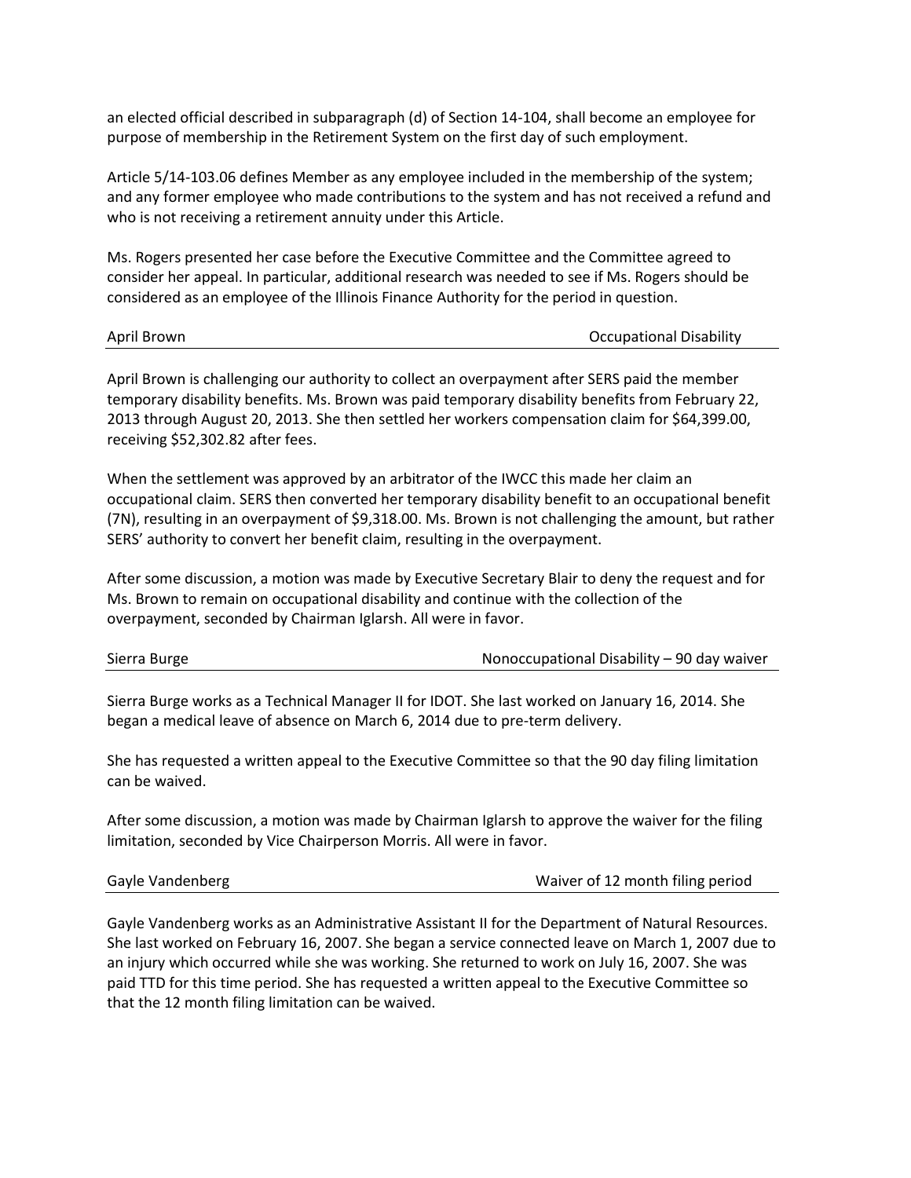an elected official described in subparagraph (d) of Section 14-104, shall become an employee for purpose of membership in the Retirement System on the first day of such employment.

Article 5/14-103.06 defines Member as any employee included in the membership of the system; and any former employee who made contributions to the system and has not received a refund and who is not receiving a retirement annuity under this Article.

Ms. Rogers presented her case before the Executive Committee and the Committee agreed to consider her appeal. In particular, additional research was needed to see if Ms. Rogers should be considered as an employee of the Illinois Finance Authority for the period in question.

April Brown — Occupational Disability

---

April Brown is challenging our authority to collect an overpayment after SERS paid the member temporary disability benefits. Ms. Brown was paid temporary disability benefits from February 22, 2013 through August 20, 2013. She then settled her workers compensation claim for $64,399.00, receiving $52,302.82 after fees.

When the settlement was approved by an arbitrator of the IWCC this made her claim an occupational claim. SERS then converted her temporary disability benefit to an occupational benefit (7N), resulting in an overpayment of $9,318.00. Ms. Brown is not challenging the amount, but rather SERS' authority to convert her benefit claim, resulting in the overpayment.

After some discussion, a motion was made by Executive Secretary Blair to deny the request and for Ms. Brown to remain on occupational disability and continue with the collection of the overpayment, seconded by Chairman Iglarsh. All were in favor.

Sierra Burge — Nonoccupational Disability – 90 day waiver

---

Sierra Burge works as a Technical Manager II for IDOT. She last worked on January 16, 2014. She began a medical leave of absence on March 6, 2014 due to pre-term delivery.

She has requested a written appeal to the Executive Committee so that the 90 day filing limitation can be waived.

After some discussion, a motion was made by Chairman Iglarsh to approve the waiver for the filing limitation, seconded by Vice Chairperson Morris. All were in favor.

Gayle Vandenberg — Waiver of 12 month filing period

---

Gayle Vandenberg works as an Administrative Assistant II for the Department of Natural Resources. She last worked on February 16, 2007. She began a service connected leave on March 1, 2007 due to an injury which occurred while she was working. She returned to work on July 16, 2007. She was paid TTD for this time period. She has requested a written appeal to the Executive Committee so that the 12 month filing limitation can be waived.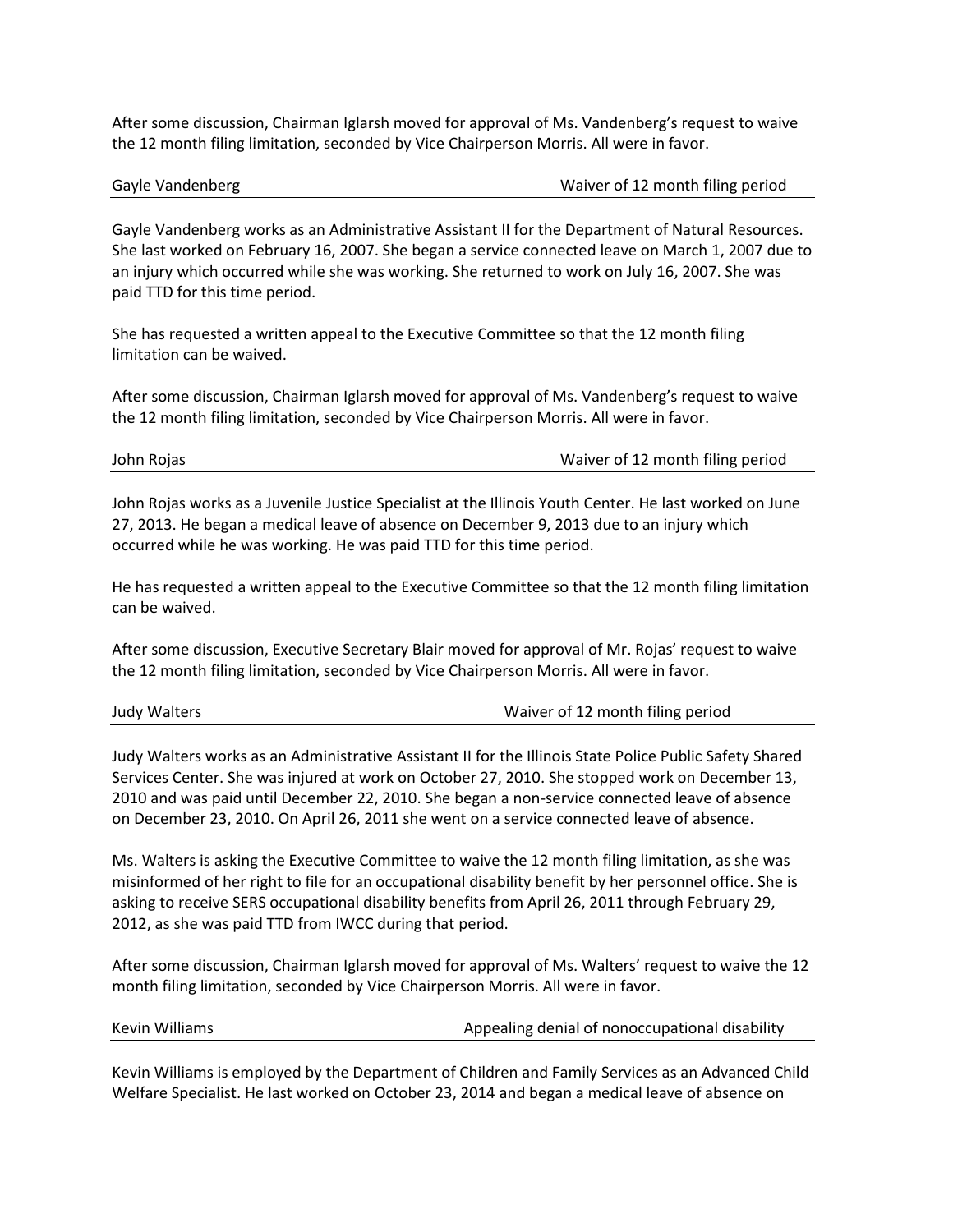After some discussion, Chairman Iglarsh moved for approval of Ms. Vandenberg's request to waive the 12 month filing limitation, seconded by Vice Chairperson Morris. All were in favor.

**Gayle Vandenberg** — Waiver of 12 month filing period

Gayle Vandenberg works as an Administrative Assistant II for the Department of Natural Resources. She last worked on February 16, 2007. She began a service connected leave on March 1, 2007 due to an injury which occurred while she was working. She returned to work on July 16, 2007. She was paid TTD for this time period.

She has requested a written appeal to the Executive Committee so that the 12 month filing limitation can be waived.

After some discussion, Chairman Iglarsh moved for approval of Ms. Vandenberg's request to waive the 12 month filing limitation, seconded by Vice Chairperson Morris. All were in favor.

**John Rojas** — Waiver of 12 month filing period

John Rojas works as a Juvenile Justice Specialist at the Illinois Youth Center. He last worked on June 27, 2013. He began a medical leave of absence on December 9, 2013 due to an injury which occurred while he was working. He was paid TTD for this time period.

He has requested a written appeal to the Executive Committee so that the 12 month filing limitation can be waived.

After some discussion, Executive Secretary Blair moved for approval of Mr. Rojas' request to waive the 12 month filing limitation, seconded by Vice Chairperson Morris. All were in favor.

**Judy Walters** — Waiver of 12 month filing period

Judy Walters works as an Administrative Assistant II for the Illinois State Police Public Safety Shared Services Center. She was injured at work on October 27, 2010. She stopped work on December 13, 2010 and was paid until December 22, 2010. She began a non-service connected leave of absence on December 23, 2010. On April 26, 2011 she went on a service connected leave of absence.

Ms. Walters is asking the Executive Committee to waive the 12 month filing limitation, as she was misinformed of her right to file for an occupational disability benefit by her personnel office. She is asking to receive SERS occupational disability benefits from April 26, 2011 through February 29, 2012, as she was paid TTD from IWCC during that period.

After some discussion, Chairman Iglarsh moved for approval of Ms. Walters' request to waive the 12 month filing limitation, seconded by Vice Chairperson Morris. All were in favor.

**Kevin Williams** — Appealing denial of nonoccupational disability

Kevin Williams is employed by the Department of Children and Family Services as an Advanced Child Welfare Specialist. He last worked on October 23, 2014 and began a medical leave of absence on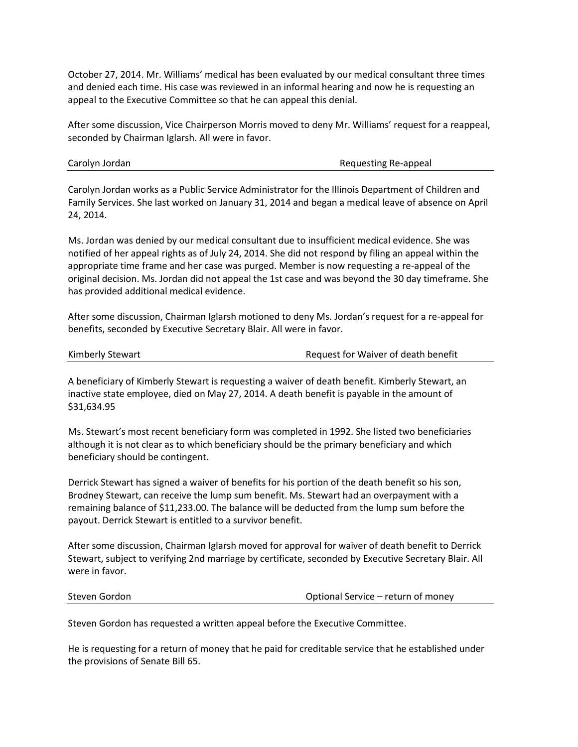October 27, 2014. Mr. Williams' medical has been evaluated by our medical consultant three times and denied each time. His case was reviewed in an informal hearing and now he is requesting an appeal to the Executive Committee so that he can appeal this denial.

After some discussion, Vice Chairperson Morris moved to deny Mr. Williams' request for a reappeal, seconded by Chairman Iglarsh. All were in favor.

| Carolyn Jordan | Requesting Re-appeal |
|---|---|

Carolyn Jordan works as a Public Service Administrator for the Illinois Department of Children and Family Services. She last worked on January 31, 2014 and began a medical leave of absence on April 24, 2014.

Ms. Jordan was denied by our medical consultant due to insufficient medical evidence. She was notified of her appeal rights as of July 24, 2014. She did not respond by filing an appeal within the appropriate time frame and her case was purged. Member is now requesting a re-appeal of the original decision. Ms. Jordan did not appeal the 1st case and was beyond the 30 day timeframe. She has provided additional medical evidence.

After some discussion, Chairman Iglarsh motioned to deny Ms. Jordan's request for a re-appeal for benefits, seconded by Executive Secretary Blair. All were in favor.

| Kimberly Stewart | Request for Waiver of death benefit |
|---|---|

A beneficiary of Kimberly Stewart is requesting a waiver of death benefit. Kimberly Stewart, an inactive state employee, died on May 27, 2014. A death benefit is payable in the amount of $31,634.95

Ms. Stewart's most recent beneficiary form was completed in 1992. She listed two beneficiaries although it is not clear as to which beneficiary should be the primary beneficiary and which beneficiary should be contingent.

Derrick Stewart has signed a waiver of benefits for his portion of the death benefit so his son, Brodney Stewart, can receive the lump sum benefit. Ms. Stewart had an overpayment with a remaining balance of $11,233.00. The balance will be deducted from the lump sum before the payout. Derrick Stewart is entitled to a survivor benefit.

After some discussion, Chairman Iglarsh moved for approval for waiver of death benefit to Derrick Stewart, subject to verifying 2nd marriage by certificate, seconded by Executive Secretary Blair. All were in favor.

| Steven Gordon | Optional Service – return of money |
|---|---|

Steven Gordon has requested a written appeal before the Executive Committee.

He is requesting for a return of money that he paid for creditable service that he established under the provisions of Senate Bill 65.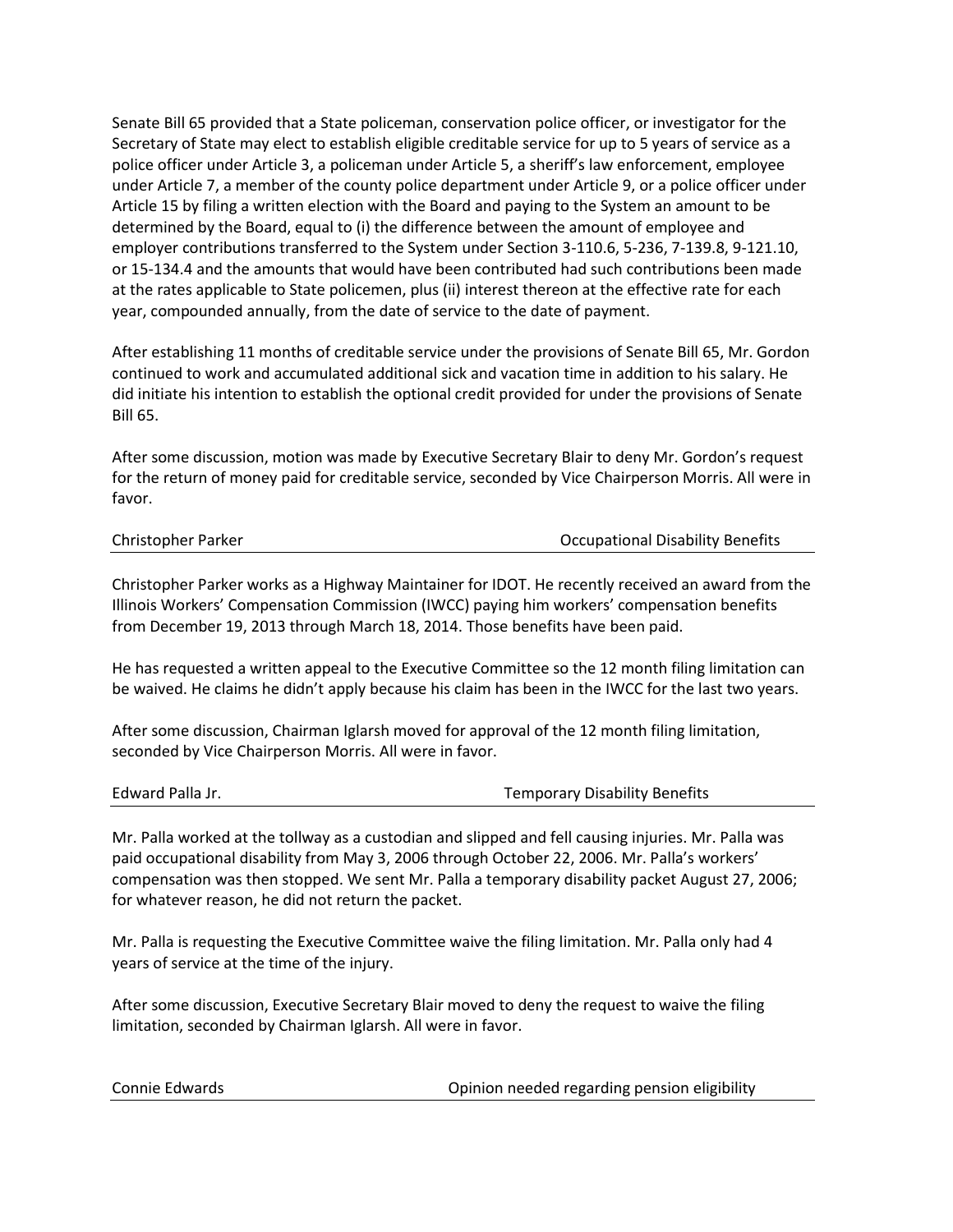Senate Bill 65 provided that a State policeman, conservation police officer, or investigator for the Secretary of State may elect to establish eligible creditable service for up to 5 years of service as a police officer under Article 3, a policeman under Article 5, a sheriff's law enforcement, employee under Article 7, a member of the county police department under Article 9, or a police officer under Article 15 by filing a written election with the Board and paying to the System an amount to be determined by the Board, equal to (i) the difference between the amount of employee and employer contributions transferred to the System under Section 3-110.6, 5-236, 7-139.8, 9-121.10, or 15-134.4 and the amounts that would have been contributed had such contributions been made at the rates applicable to State policemen, plus (ii) interest thereon at the effective rate for each year, compounded annually, from the date of service to the date of payment.

After establishing 11 months of creditable service under the provisions of Senate Bill 65, Mr. Gordon continued to work and accumulated additional sick and vacation time in addition to his salary. He did initiate his intention to establish the optional credit provided for under the provisions of Senate Bill 65.

After some discussion, motion was made by Executive Secretary Blair to deny Mr. Gordon's request for the return of money paid for creditable service, seconded by Vice Chairperson Morris. All were in favor.

**Christopher Parker — Occupational Disability Benefits**

Christopher Parker works as a Highway Maintainer for IDOT. He recently received an award from the Illinois Workers' Compensation Commission (IWCC) paying him workers' compensation benefits from December 19, 2013 through March 18, 2014. Those benefits have been paid.

He has requested a written appeal to the Executive Committee so the 12 month filing limitation can be waived. He claims he didn't apply because his claim has been in the IWCC for the last two years.

After some discussion, Chairman Iglarsh moved for approval of the 12 month filing limitation, seconded by Vice Chairperson Morris. All were in favor.

**Edward Palla Jr. — Temporary Disability Benefits**

Mr. Palla worked at the tollway as a custodian and slipped and fell causing injuries. Mr. Palla was paid occupational disability from May 3, 2006 through October 22, 2006. Mr. Palla's workers' compensation was then stopped. We sent Mr. Palla a temporary disability packet August 27, 2006; for whatever reason, he did not return the packet.

Mr. Palla is requesting the Executive Committee waive the filing limitation. Mr. Palla only had 4 years of service at the time of the injury.

After some discussion, Executive Secretary Blair moved to deny the request to waive the filing limitation, seconded by Chairman Iglarsh. All were in favor.

**Connie Edwards — Opinion needed regarding pension eligibility**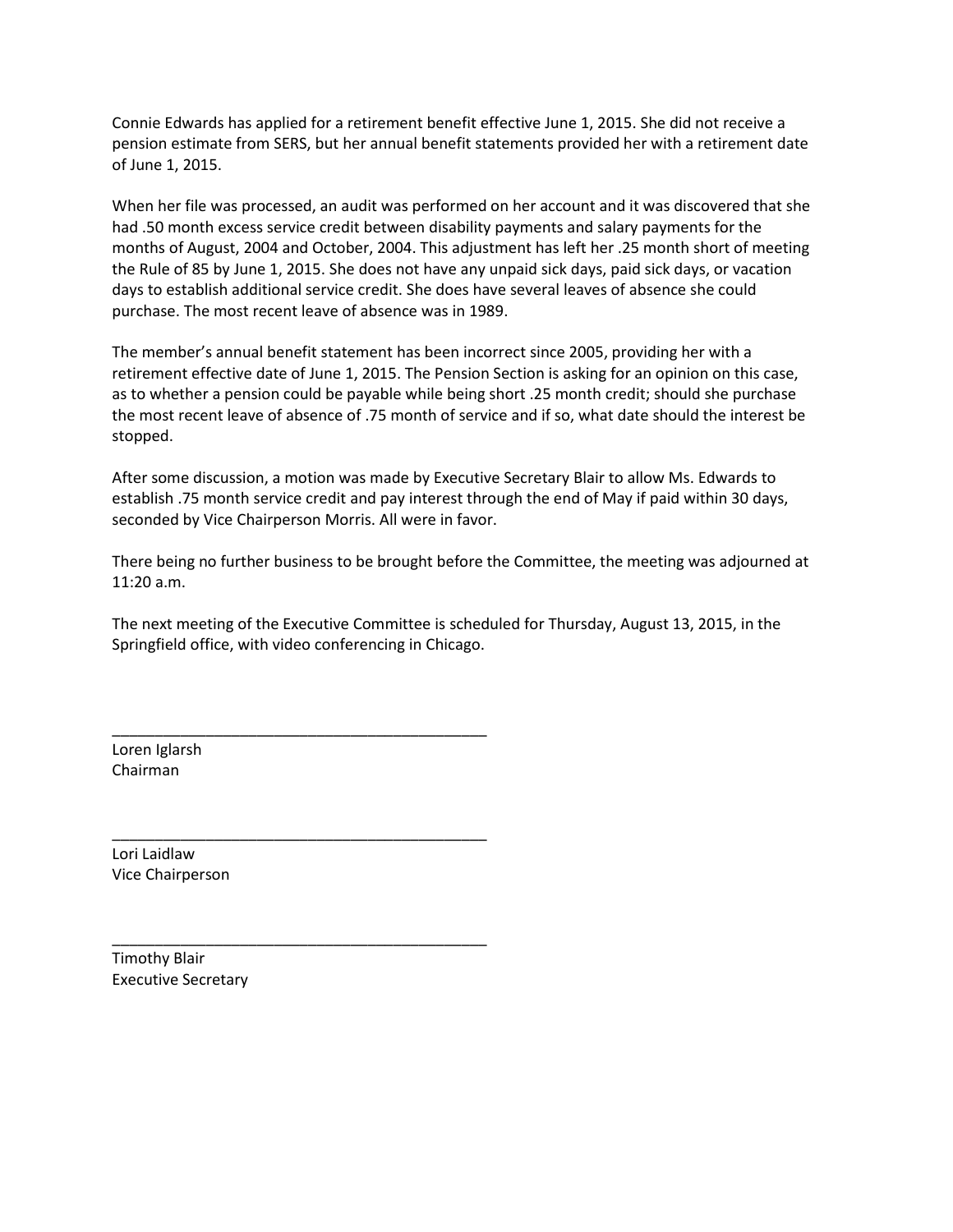Connie Edwards has applied for a retirement benefit effective June 1, 2015. She did not receive a pension estimate from SERS, but her annual benefit statements provided her with a retirement date of June 1, 2015.

When her file was processed, an audit was performed on her account and it was discovered that she had .50 month excess service credit between disability payments and salary payments for the months of August, 2004 and October, 2004. This adjustment has left her .25 month short of meeting the Rule of 85 by June 1, 2015. She does not have any unpaid sick days, paid sick days, or vacation days to establish additional service credit. She does have several leaves of absence she could purchase. The most recent leave of absence was in 1989.

The member's annual benefit statement has been incorrect since 2005, providing her with a retirement effective date of June 1, 2015. The Pension Section is asking for an opinion on this case, as to whether a pension could be payable while being short .25 month credit; should she purchase the most recent leave of absence of .75 month of service and if so, what date should the interest be stopped.

After some discussion, a motion was made by Executive Secretary Blair to allow Ms. Edwards to establish .75 month service credit and pay interest through the end of May if paid within 30 days, seconded by Vice Chairperson Morris. All were in favor.

There being no further business to be brought before the Committee, the meeting was adjourned at 11:20 a.m.

The next meeting of the Executive Committee is scheduled for Thursday, August 13, 2015, in the Springfield office, with video conferencing in Chicago.

\_\_\_\_\_\_\_\_\_\_\_\_\_\_\_\_\_\_\_\_\_\_\_\_\_\_\_\_\_\_\_\_\_\_\_\_\_\_\_\_\_\_\_\_

Loren Iglarsh
Chairman

\_\_\_\_\_\_\_\_\_\_\_\_\_\_\_\_\_\_\_\_\_\_\_\_\_\_\_\_\_\_\_\_\_\_\_\_\_\_\_\_\_\_\_\_

Lori Laidlaw
Vice Chairperson

\_\_\_\_\_\_\_\_\_\_\_\_\_\_\_\_\_\_\_\_\_\_\_\_\_\_\_\_\_\_\_\_\_\_\_\_\_\_\_\_\_\_\_\_

Timothy Blair
Executive Secretary